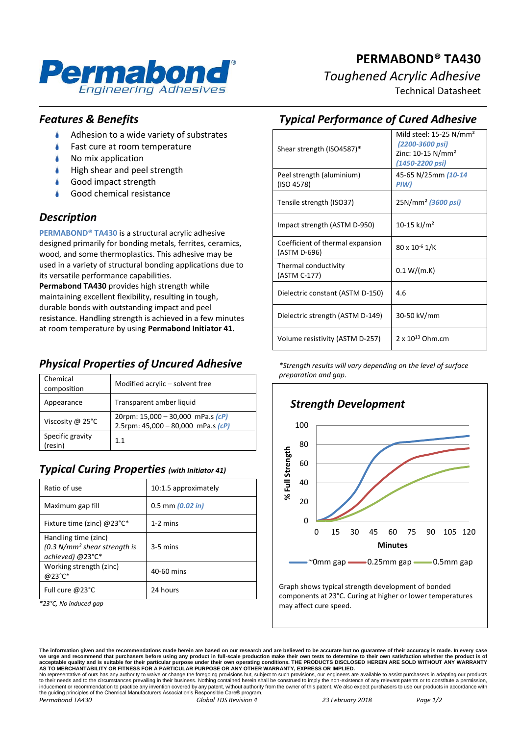# PERMABOND® TA430

*Toughened Acrylic Adhesive*

Technical Datasheet

## *Features & Benefits*

- Adhesion to a wide variety of substrates
- Fast cure at room temperature
- No mix application
- High shear and peel strength
- Good impact strength
- Good chemical resistance

## *Description*

**PERMABOND® TA430** is a structural acrylic adhesive designed primarily for bonding metals, ferrites, ceramics, wood, and some thermoplastics. This adhesive may be used in a variety of structural bonding applications due to its versatile performance capabilities.

**Permabond TA430** provides high strength while maintaining excellent flexibility, resulting in tough, durable bonds with outstanding impact and peel resistance. Handling strength is achieved in a few minutes at room temperature by using **Permabond Initiator 41.**

## *Physical Properties of Uncured Adhesive*

| | |
|---|---|
| Chemical composition | Modified acrylic – solvent free |
| Appearance | Transparent amber liquid |
| Viscosity @ 25°C | 20rpm: 15,000 – 30,000 mPa.s *(cP)*<br>2.5rpm: 45,000 – 80,000 mPa.s *(cP)* |
| Specific gravity (resin) | 1.1 |

## *Typical Curing Properties (with Initiator 41)*

| | |
|---|---|
| Ratio of use | 10:1.5 approximately |
| Maximum gap fill | 0.5 mm *(0.02 in)* |
| Fixture time (zinc) @23°C* | 1-2 mins |
| Handling time (zinc) *(0.3 N/mm² shear strength is achieved)* @23°C* | 3-5 mins |
| Working strength (zinc) @23°C* | 40-60 mins |
| Full cure @23°C | 24 hours |

*\*23°C, No induced gap*

## *Typical Performance of Cured Adhesive*

| | |
|---|---|
| Shear strength (ISO4587)* | Mild steel: 15-25 N/mm² *(2200-3600 psi)*<br>Zinc: 10-15 N/mm² *(1450-2200 psi)* |
| Peel strength (aluminium) (ISO 4578) | 45-65 N/25mm *(10-14 PIW)* |
| Tensile strength (ISO37) | 25N/mm² *(3600 psi)* |
| Impact strength (ASTM D-950) | 10-15 kJ/m² |
| Coefficient of thermal expansion (ASTM D-696) | $80 \times 10^{-6}$ 1/K |
| Thermal conductivity (ASTM C-177) | 0.1 W/(m.K) |
| Dielectric constant (ASTM D-150) | 4.6 |
| Dielectric strength (ASTM D-149) | 30-50 kV/mm |
| Volume resistivity (ASTM D-257) | $2 \times 10^{13}$ Ohm.cm |

*\*Strength results will vary depending on the level of surface preparation and gap.*

## *Strength Development*

Graph shows typical strength development of bonded components at 23°C. Curing at higher or lower temperatures may affect cure speed.

**The information given and the recommendations made herein are based on our research and are believed to be accurate but no guarantee of their accuracy is made. In every case we urge and recommend that purchasers before using any product in full-scale production make their own tests to determine to their own satisfaction whether the product is of acceptable quality and is suitable for their particular purpose under their own operating conditions. THE PRODUCTS DISCLOSED HEREIN ARE SOLD WITHOUT ANY WARRANTY AS TO MERCHANTABILITY OR FITNESS FOR A PARTICULAR PURPOSE OR ANY OTHER WARRANTY, EXPRESS OR IMPLIED.**

No representative of ours has any authority to waive or change the foregoing provisions but, subject to such provisions, our engineers are available to assist purchasers in adapting our products to their needs and to the circumstances prevailing in their business. Nothing contained herein shall be construed to imply the non-existence of any relevant patents or to constitute a permission, inducement or recommendation to practice any invention covered by any patent, without authority from the owner of this patent. We also expect purchasers to use our products in accordance with the guiding principles of the Chemical Manufacturers Association's Responsible Care® program.

*Permabond TA430* *Global TDS Revision 4* *23 February 2018*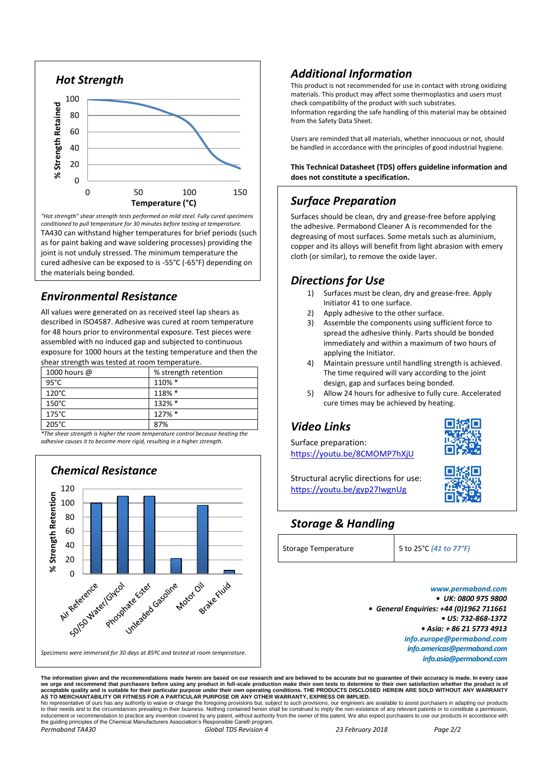## Hot Strength

% Strength Retained

100
80
60
40
20
0

0
50
100
150

Temperature (°C)

*"Hot strength" shear strength tests performed on mild steel. Fully cured specimens conditioned to pull temperature for 30 minutes before testing at temperature.*

TA430 can withstand higher temperatures for brief periods (such as for paint baking and wave soldering processes) providing the joint is not unduly stressed. The minimum temperature the cured adhesive can be exposed to is -55°C (-65°F) depending on the materials being bonded.

## Environmental Resistance

All values were generated on as received steel lap shears as described in ISO4587. Adhesive was cured at room temperature for 48 hours prior to environmental exposure. Test pieces were assembled with no induced gap and subjected to continuous exposure for 1000 hours at the testing temperature and then the shear strength was tested at room temperature.

| 1000 hours @ | % strength retention |
|---|---|
| 95°C | 110% * |
| 120°C | 118% * |
| 150°C | 132% * |
| 175°C | 127% * |
| 205°C | 87% |

*\*The shear strength is higher the room temperature control because heating the adhesive causes it to become more rigid, resulting in a higher strength.*

## Chemical Resistance

% Strength Retention

120
100
80
60
40
20
0

Air Reference
50/50 Water/Glycol
Phosphate Ester
Unleaded Gasoline
Motor Oil
Brake Fluid

*Specimens were immersed for 30 days at 85ºC and tested at room temperature.*

## Additional Information

This product is not recommended for use in contact with strong oxidizing materials. This product may affect some thermoplastics and users must check compatibility of the product with such substrates.
Information regarding the safe handling of this material may be obtained from the Safety Data Sheet.

Users are reminded that all materials, whether innocuous or not, should be handled in accordance with the principles of good industrial hygiene.

**This Technical Datasheet (TDS) offers guideline information and does not constitute a specification.**

## Surface Preparation

Surfaces should be clean, dry and grease-free before applying the adhesive. Permabond Cleaner A is recommended for the degreasing of most surfaces. Some metals such as aluminium, copper and its alloys will benefit from light abrasion with emery cloth (or similar), to remove the oxide layer.

## Directions for Use

1) Surfaces must be clean, dry and grease-free. Apply Initiator 41 to one surface.
2) Apply adhesive to the other surface.
3) Assemble the components using sufficient force to spread the adhesive thinly. Parts should be bonded immediately and within a maximum of two hours of applying the Initiator.
4) Maintain pressure until handling strength is achieved. The time required will vary according to the joint design, gap and surfaces being bonded.
5) Allow 24 hours for adhesive to fully cure. Accelerated cure times may be achieved by heating.

## Video Links

Surface preparation:
https://youtu.be/8CMOMP7hXjU

Structural acrylic directions for use:
https://youtu.be/gyp27IwgnUg

## Storage & Handling

| Storage Temperature | 5 to 25°C *(41 to 77°F)* |
|---|---|

***www.permabond.com***
***• UK: 0800 975 9800***
***• General Enquiries: +44 (0)1962 711661***
***• US: 732-868-1372***
***• Asia: + 86 21 5773 4913***
***info.europe@permabond.com***
***info.americas@permabond.com***
***info.asia@permabond.com***

**The information given and the recommendations made herein are based on our research and are believed to be accurate but no guarantee of their accuracy is made. In every case we urge and recommend that purchasers before using any product in full-scale production make their own tests to determine to their own satisfaction whether the product is of acceptable quality and is suitable for their particular purpose under their own operating conditions. THE PRODUCTS DISCLOSED HEREIN ARE SOLD WITHOUT ANY WARRANTY AS TO MERCHANTABILITY OR FITNESS FOR A PARTICULAR PURPOSE OR ANY OTHER WARRANTY, EXPRESS OR IMPLIED.**
No representative of ours has any authority to waive or change the foregoing provisions but, subject to such provisions, our engineers are available to assist purchasers in adapting our products to their needs and to the circumstances prevailing in their business. Nothing contained herein shall be construed to imply the non-existence of any relevant patents or to constitute a permission, inducement or recommendation to practice any invention covered by any patent, without authority from the owner of this patent. We also expect purchasers to use our products in accordance with the guiding principles of the Chemical Manufacturers Association's Responsible Care® program.

*Permabond TA430* *Global TDS Revision 4* *23 February 2018*